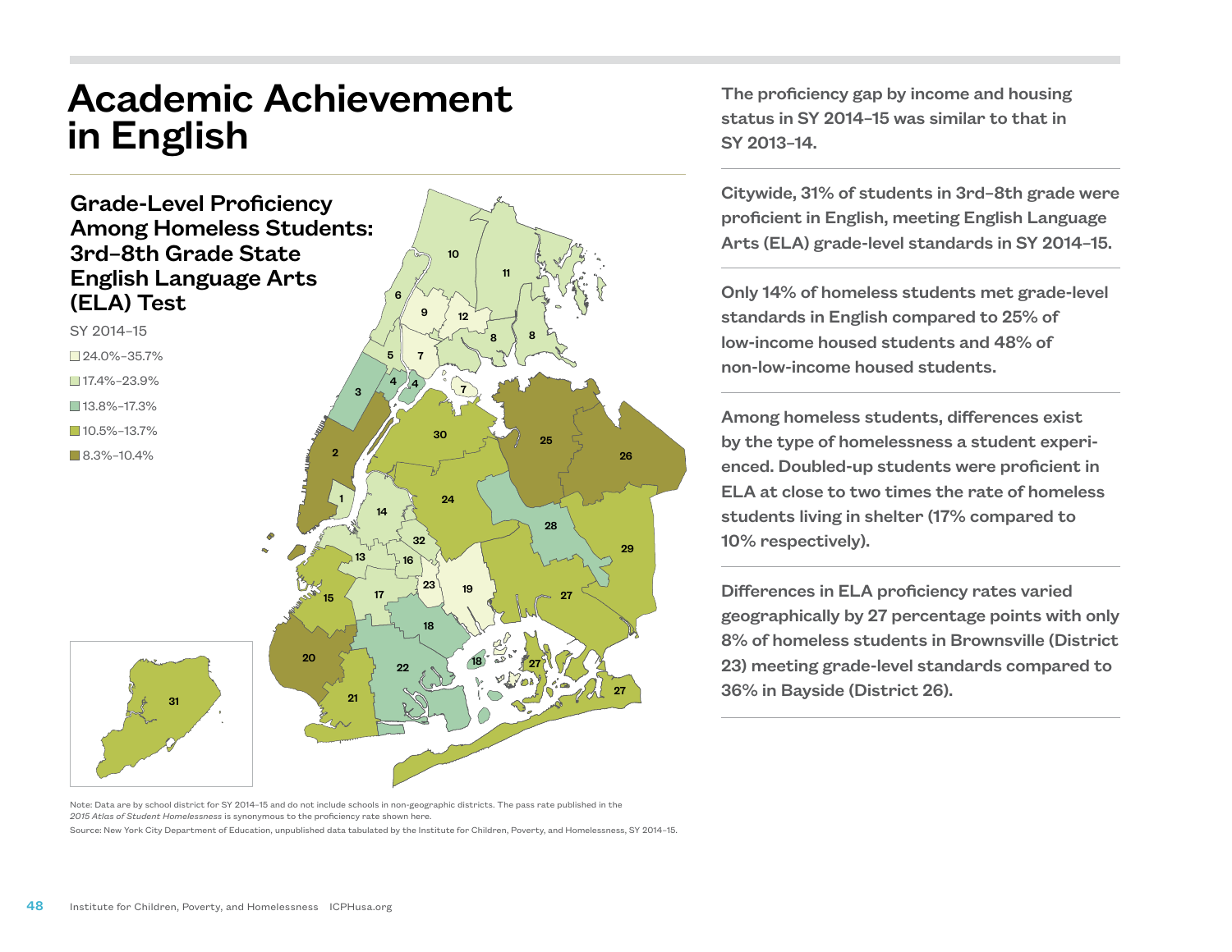# Academic Achievement in English

## Grade-Level Proficiency Among Homeless Students: 3rd–8th Grade State English Language Arts (ELA) Test

SY 2014–15

- 24.0%–35.7%
- 17.4%–23.9%
- 13.8%–17.3%
- 10.5%–13.7%
- 8.3%–10.4%

Note: Data are by school district for SY 2014–15 and do not include schools in non-geographic districts. The pass rate published in the *2015 Atlas of Student Homelessness* is synonymous to the proficiency rate shown here.

Source: New York City Department of Education, unpublished data tabulated by the Institute for Children, Poverty, and Homelessness, SY 2014–15.

**The proficiency gap by income and housing status in SY 2014–15 was similar to that in SY 2013–14.**

**Citywide, 31% of students in 3rd–8th grade were proficient in English, meeting English Language Arts (ELA) grade-level standards in SY 2014–15.**

**Only 14% of homeless students met grade-level standards in English compared to 25% of low-income housed students and 48% of non-low-income housed students.**

**Among homeless students, differences exist by the type of homelessness a student experienced. Doubled-up students were proficient in ELA at close to two times the rate of homeless students living in shelter (17% compared to 10% respectively).**

**Differences in ELA proficiency rates varied geographically by 27 percentage points with only 8% of homeless students in Brownsville (District 23) meeting grade-level standards compared to 36% in Bayside (District 26).**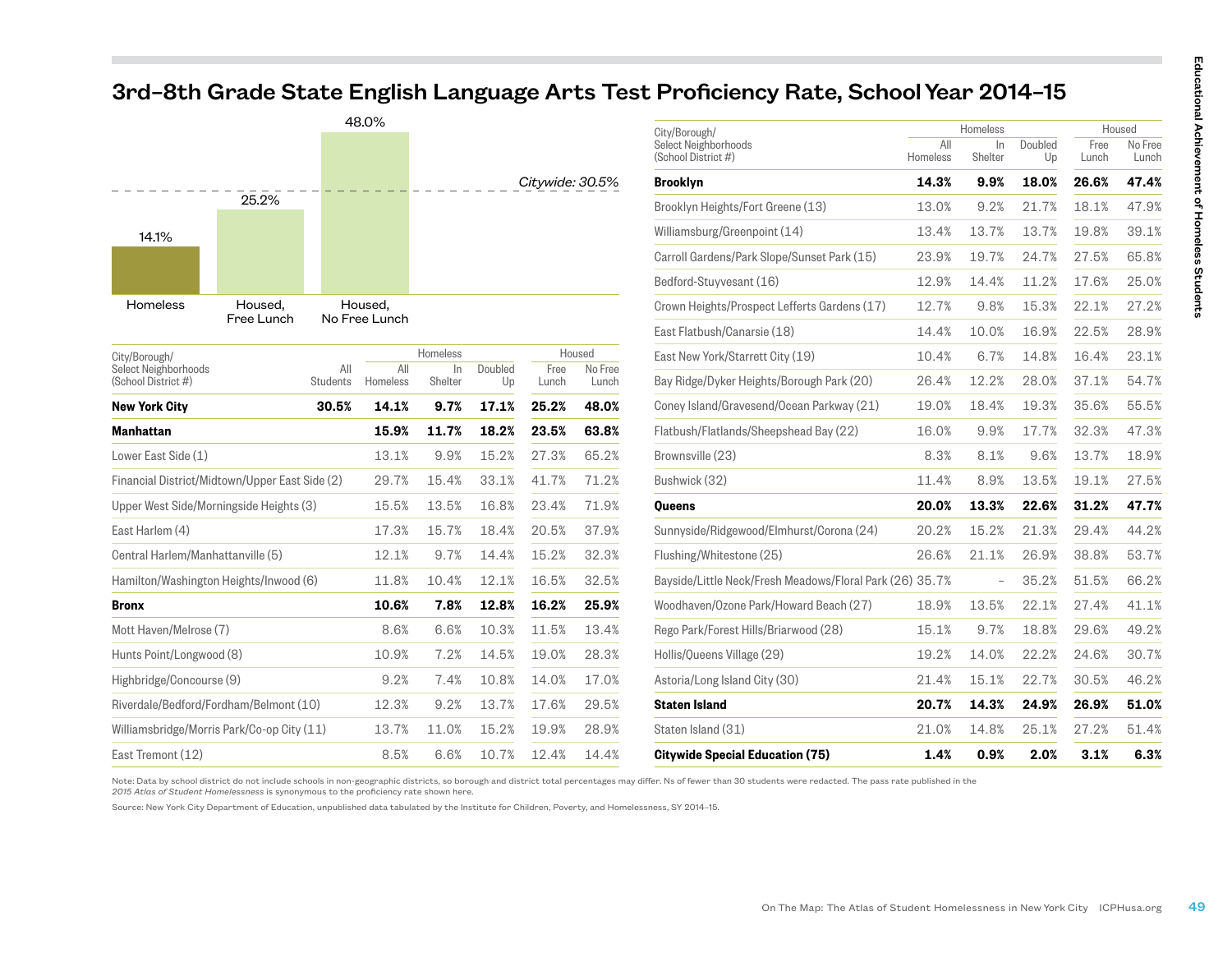# 3rd–8th Grade State English Language Arts Test Proficiency Rate, School Year 2014–15

48.0%

25.2%

14.1%

Citywide: 30.5%

Homeless

Housed, Free Lunch

Housed, No Free Lunch

| City/Borough/ Select Neighborhoods (School District #) | All Students | Homeless | | | Housed | |
|---|---|---|---|---|---|---|
| | | All Homeless | In Shelter | Doubled Up | Free Lunch | No Free Lunch |
| **New York City** | **30.5%** | **14.1%** | **9.7%** | **17.1%** | **25.2%** | **48.0%** |
| **Manhattan** | | **15.9%** | **11.7%** | **18.2%** | **23.5%** | **63.8%** |
| Lower East Side (1) | | 13.1% | 9.9% | 15.2% | 27.3% | 65.2% |
| Financial District/Midtown/Upper East Side (2) | | 29.7% | 15.4% | 33.1% | 41.7% | 71.2% |
| Upper West Side/Morningside Heights (3) | | 15.5% | 13.5% | 16.8% | 23.4% | 71.9% |
| East Harlem (4) | | 17.3% | 15.7% | 18.4% | 20.5% | 37.9% |
| Central Harlem/Manhattanville (5) | | 12.1% | 9.7% | 14.4% | 15.2% | 32.3% |
| Hamilton/Washington Heights/Inwood (6) | | 11.8% | 10.4% | 12.1% | 16.5% | 32.5% |
| **Bronx** | | **10.6%** | **7.8%** | **12.8%** | **16.2%** | **25.9%** |
| Mott Haven/Melrose (7) | | 8.6% | 6.6% | 10.3% | 11.5% | 13.4% |
| Hunts Point/Longwood (8) | | 10.9% | 7.2% | 14.5% | 19.0% | 28.3% |
| Highbridge/Concourse (9) | | 9.2% | 7.4% | 10.8% | 14.0% | 17.0% |
| Riverdale/Bedford/Fordham/Belmont (10) | | 12.3% | 9.2% | 13.7% | 17.6% | 29.5% |
| Williamsbridge/Morris Park/Co-op City (11) | | 13.7% | 11.0% | 15.2% | 19.9% | 28.9% |
| East Tremont (12) | | 8.5% | 6.6% | 10.7% | 12.4% | 14.4% |

| City/Borough/ Select Neighborhoods (School District #) | Homeless | | | Housed | |
|---|---|---|---|---|---|
| | All Homeless | In Shelter | Doubled Up | Free Lunch | No Free Lunch |
| **Brooklyn** | **14.3%** | **9.9%** | **18.0%** | **26.6%** | **47.4%** |
| Brooklyn Heights/Fort Greene (13) | 13.0% | 9.2% | 21.7% | 18.1% | 47.9% |
| Williamsburg/Greenpoint (14) | 13.4% | 13.7% | 13.7% | 19.8% | 39.1% |
| Carroll Gardens/Park Slope/Sunset Park (15) | 23.9% | 19.7% | 24.7% | 27.5% | 65.8% |
| Bedford-Stuyvesant (16) | 12.9% | 14.4% | 11.2% | 17.6% | 25.0% |
| Crown Heights/Prospect Lefferts Gardens (17) | 12.7% | 9.8% | 15.3% | 22.1% | 27.2% |
| East Flatbush/Canarsie (18) | 14.4% | 10.0% | 16.9% | 22.5% | 28.9% |
| East New York/Starrett City (19) | 10.4% | 6.7% | 14.8% | 16.4% | 23.1% |
| Bay Ridge/Dyker Heights/Borough Park (20) | 26.4% | 12.2% | 28.0% | 37.1% | 54.7% |
| Coney Island/Gravesend/Ocean Parkway (21) | 19.0% | 18.4% | 19.3% | 35.6% | 55.5% |
| Flatbush/Flatlands/Sheepshead Bay (22) | 16.0% | 9.9% | 17.7% | 32.3% | 47.3% |
| Brownsville (23) | 8.3% | 8.1% | 9.6% | 13.7% | 18.9% |
| Bushwick (32) | 11.4% | 8.9% | 13.5% | 19.1% | 27.5% |
| **Queens** | **20.0%** | **13.3%** | **22.6%** | **31.2%** | **47.7%** |
| Sunnyside/Ridgewood/Elmhurst/Corona (24) | 20.2% | 15.2% | 21.3% | 29.4% | 44.2% |
| Flushing/Whitestone (25) | 26.6% | 21.1% | 26.9% | 38.8% | 53.7% |
| Bayside/Little Neck/Fresh Meadows/Floral Park (26) | 35.7% | – | 35.2% | 51.5% | 66.2% |
| Woodhaven/Ozone Park/Howard Beach (27) | 18.9% | 13.5% | 22.1% | 27.4% | 41.1% |
| Rego Park/Forest Hills/Briarwood (28) | 15.1% | 9.7% | 18.8% | 29.6% | 49.2% |
| Hollis/Queens Village (29) | 19.2% | 14.0% | 22.2% | 24.6% | 30.7% |
| Astoria/Long Island City (30) | 21.4% | 15.1% | 22.7% | 30.5% | 46.2% |
| **Staten Island** | **20.7%** | **14.3%** | **24.9%** | **26.9%** | **51.0%** |
| Staten Island (31) | 21.0% | 14.8% | 25.1% | 27.2% | 51.4% |
| **Citywide Special Education (75)** | **1.4%** | **0.9%** | **2.0%** | **3.1%** | **6.3%** |

Note: Data by school district do not include schools in non-geographic districts, so borough and district total percentages may differ. Ns of fewer than 30 students were redacted. The pass rate published in the *2015 Atlas of Student Homelessness* is synonymous to the proficiency rate shown here.

Source: New York City Department of Education, unpublished data tabulated by the Institute for Children, Poverty, and Homelessness, SY 2014–15.